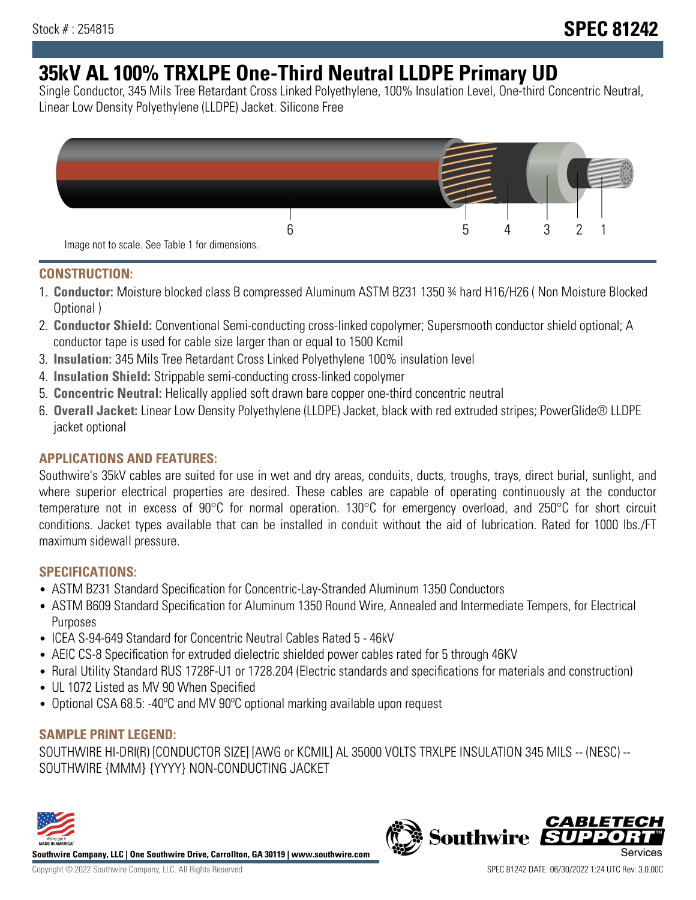Stock # : 254815

**SPEC 81242**

# 35kV AL 100% TRXLPE One-Third Neutral LLDPE Primary UD

Single Conductor, 345 Mils Tree Retardant Cross Linked Polyethylene, 100% Insulation Level, One-third Concentric Neutral, Linear Low Density Polyethylene (LLDPE) Jacket. Silicone Free

6 5 4 3 2 1

Image not to scale. See Table 1 for dimensions.

## CONSTRUCTION:

1. **Conductor:** Moisture blocked class B compressed Aluminum ASTM B231 1350 ¾ hard H16/H26 ( Non Moisture Blocked Optional )
2. **Conductor Shield:** Conventional Semi-conducting cross-linked copolymer; Supersmooth conductor shield optional; A conductor tape is used for cable size larger than or equal to 1500 Kcmil
3. **Insulation:** 345 Mils Tree Retardant Cross Linked Polyethylene 100% insulation level
4. **Insulation Shield:** Strippable semi-conducting cross-linked copolymer
5. **Concentric Neutral:** Helically applied soft drawn bare copper one-third concentric neutral
6. **Overall Jacket:** Linear Low Density Polyethylene (LLDPE) Jacket, black with red extruded stripes; PowerGlide® LLDPE jacket optional

## APPLICATIONS AND FEATURES:

Southwire's 35kV cables are suited for use in wet and dry areas, conduits, ducts, troughs, trays, direct burial, sunlight, and where superior electrical properties are desired. These cables are capable of operating continuously at the conductor temperature not in excess of 90°C for normal operation. 130°C for emergency overload, and 250°C for short circuit conditions. Jacket types available that can be installed in conduit without the aid of lubrication. Rated for 1000 lbs./FT maximum sidewall pressure.

## SPECIFICATIONS:

- ASTM B231 Standard Specification for Concentric-Lay-Stranded Aluminum 1350 Conductors
- ASTM B609 Standard Specification for Aluminum 1350 Round Wire, Annealed and Intermediate Tempers, for Electrical Purposes
- ICEA S-94-649 Standard for Concentric Neutral Cables Rated 5 - 46kV
- AEIC CS-8 Specification for extruded dielectric shielded power cables rated for 5 through 46KV
- Rural Utility Standard RUS 1728F-U1 or 1728.204 (Electric standards and specifications for materials and construction)
- UL 1072 Listed as MV 90 When Specified
- Optional CSA 68.5: -40ºC and MV 90ºC optional marking available upon request

## SAMPLE PRINT LEGEND:

SOUTHWIRE HI-DRI(R) [CONDUCTOR SIZE] [AWG or KCMIL] AL 35000 VOLTS TRXLPE INSULATION 345 MILS -- (NESC) -- SOUTHWIRE {MMM} {YYYY} NON-CONDUCTING JACKET

**Southwire Company, LLC | One Southwire Drive, Carrollton, GA 30119 | www.southwire.com**

Copyright © 2022 Southwire Company, LLC. All Rights Reserved

SPEC 81242 DATE: 06/30/2022 1:24 UTC Rev: 3.0.00C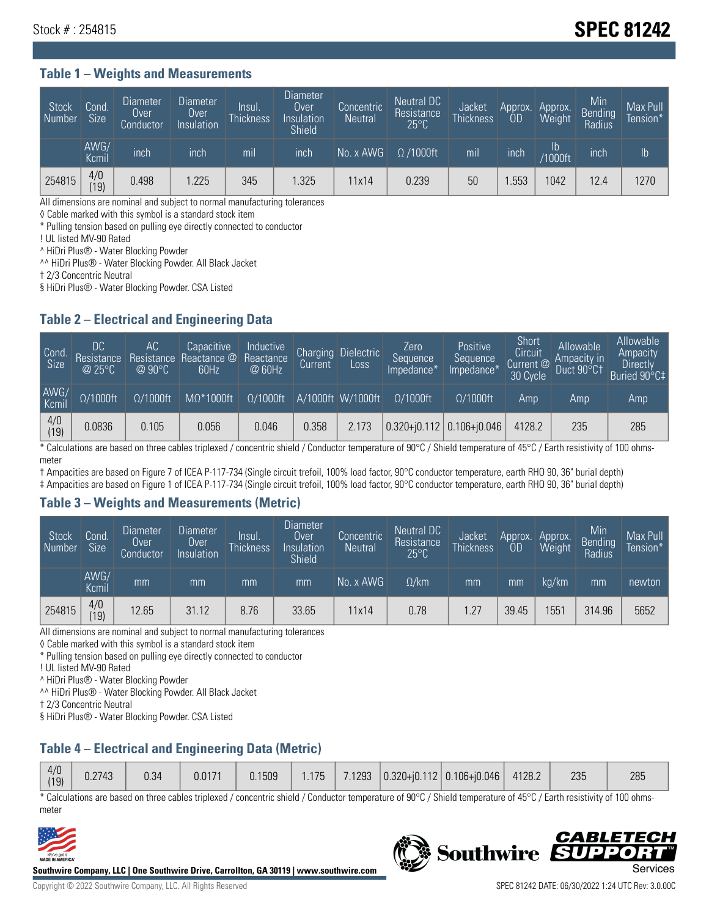Stock # : 254815

# SPEC 81242

## Table 1 – Weights and Measurements

| Stock Number | Cond. Size | Diameter Over Conductor | Diameter Over Insulation | Insul. Thickness | Diameter Over Insulation Shield | Concentric Neutral | Neutral DC Resistance 25°C | Jacket Thickness | Approx. OD | Approx. Weight | Min Bending Radius | Max Pull Tension* |
|---|---|---|---|---|---|---|---|---|---|---|---|---|
| | AWG/ Kcmil | inch | inch | mil | inch | No. x AWG | Ω /1000ft | mil | inch | lb /1000ft | inch | lb |
| 254815 | 4/0 (19) | 0.498 | 1.225 | 345 | 1.325 | 11x14 | 0.239 | 50 | 1.553 | 1042 | 12.4 | 1270 |

All dimensions are nominal and subject to normal manufacturing tolerances
◊ Cable marked with this symbol is a standard stock item
* Pulling tension based on pulling eye directly connected to conductor
! UL listed MV-90 Rated
^ HiDri Plus® - Water Blocking Powder
^^ HiDri Plus® - Water Blocking Powder. All Black Jacket
† 2/3 Concentric Neutral
§ HiDri Plus® - Water Blocking Powder. CSA Listed

## Table 2 – Electrical and Engineering Data

| Cond. Size | DC Resistance @ 25°C | AC Resistance @ 90°C | Capacitive Reactance @ 60Hz | Inductive Reactance @ 60Hz | Charging Current | Dielectric Loss | Zero Sequence Impedance* | Positive Sequence Impedance* | Short Circuit Current @ 30 Cycle | Allowable Ampacity in Duct 90°C† | Allowable Ampacity Directly Buried 90°C‡ |
|---|---|---|---|---|---|---|---|---|---|---|---|
| AWG/ Kcmil | Ω/1000ft | Ω/1000ft | MΩ*1000ft | Ω/1000ft | A/1000ft | W/1000ft | Ω/1000ft | Ω/1000ft | Amp | Amp | Amp |
| 4/0 (19) | 0.0836 | 0.105 | 0.056 | 0.046 | 0.358 | 2.173 | 0.320+j0.112 | 0.106+j0.046 | 4128.2 | 235 | 285 |

* Calculations are based on three cables triplexed / concentric shield / Conductor temperature of 90°C / Shield temperature of 45°C / Earth resistivity of 100 ohms-meter
† Ampacities are based on Figure 7 of ICEA P-117-734 (Single circuit trefoil, 100% load factor, 90°C conductor temperature, earth RHO 90, 36" burial depth)
‡ Ampacities are based on Figure 1 of ICEA P-117-734 (Single circuit trefoil, 100% load factor, 90°C conductor temperature, earth RHO 90, 36" burial depth)

## Table 3 – Weights and Measurements (Metric)

| Stock Number | Cond. Size | Diameter Over Conductor | Diameter Over Insulation | Insul. Thickness | Diameter Over Insulation Shield | Concentric Neutral | Neutral DC Resistance 25°C | Jacket Thickness | Approx. OD | Approx. Weight | Min Bending Radius | Max Pull Tension* |
|---|---|---|---|---|---|---|---|---|---|---|---|---|
| | AWG/ Kcmil | mm | mm | mm | mm | No. x AWG | Ω/km | mm | mm | kg/km | mm | newton |
| 254815 | 4/0 (19) | 12.65 | 31.12 | 8.76 | 33.65 | 11x14 | 0.78 | 1.27 | 39.45 | 1551 | 314.96 | 5652 |

All dimensions are nominal and subject to normal manufacturing tolerances
◊ Cable marked with this symbol is a standard stock item
* Pulling tension based on pulling eye directly connected to conductor
! UL listed MV-90 Rated
^ HiDri Plus® - Water Blocking Powder
^^ HiDri Plus® - Water Blocking Powder. All Black Jacket
† 2/3 Concentric Neutral
§ HiDri Plus® - Water Blocking Powder. CSA Listed

## Table 4 – Electrical and Engineering Data (Metric)

| Cond. Size | DC Resistance @ 25°C | AC Resistance @ 90°C | Capacitive Reactance @ 60Hz | Inductive Reactance @ 60Hz | Charging Current | Dielectric Loss | Zero Sequence Impedance* | Positive Sequence Impedance* | Short Circuit Current @ 30 Cycle | Allowable Ampacity in Duct 90°C† | Allowable Ampacity Directly Buried 90°C‡ |
|---|---|---|---|---|---|---|---|---|---|---|---|
| 4/0 (19) | 0.2743 | 0.34 | 0.0171 | 0.1509 | 1.175 | 7.1293 | 0.320+j0.112 | 0.106+j0.046 | 4128.2 | 235 | 285 |

* Calculations are based on three cables triplexed / concentric shield / Conductor temperature of 90°C / Shield temperature of 45°C / Earth resistivity of 100 ohms-meter

Southwire Company, LLC | One Southwire Drive, Carrollton, GA 30119 | www.southwire.com

Copyright © 2022 Southwire Company, LLC. All Rights Reserved

SPEC 81242 DATE: 06/30/2022 1:24 UTC Rev: 3.0.00C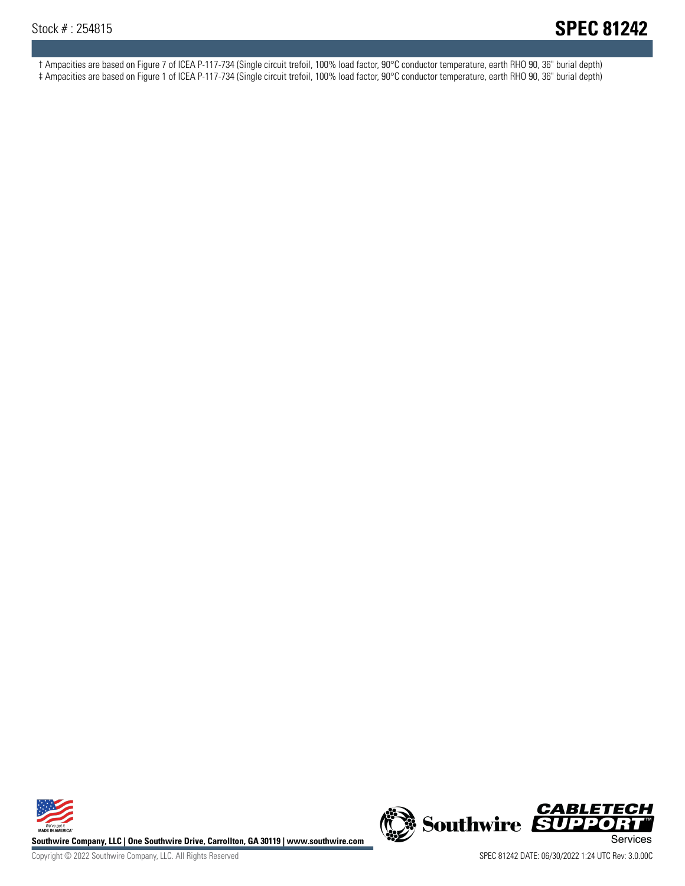† Ampacities are based on Figure 7 of ICEA P-117-734 (Single circuit trefoil, 100% load factor, 90°C conductor temperature, earth RHO 90, 36" burial depth)
‡ Ampacities are based on Figure 1 of ICEA P-117-734 (Single circuit trefoil, 100% load factor, 90°C conductor temperature, earth RHO 90, 36" burial depth)